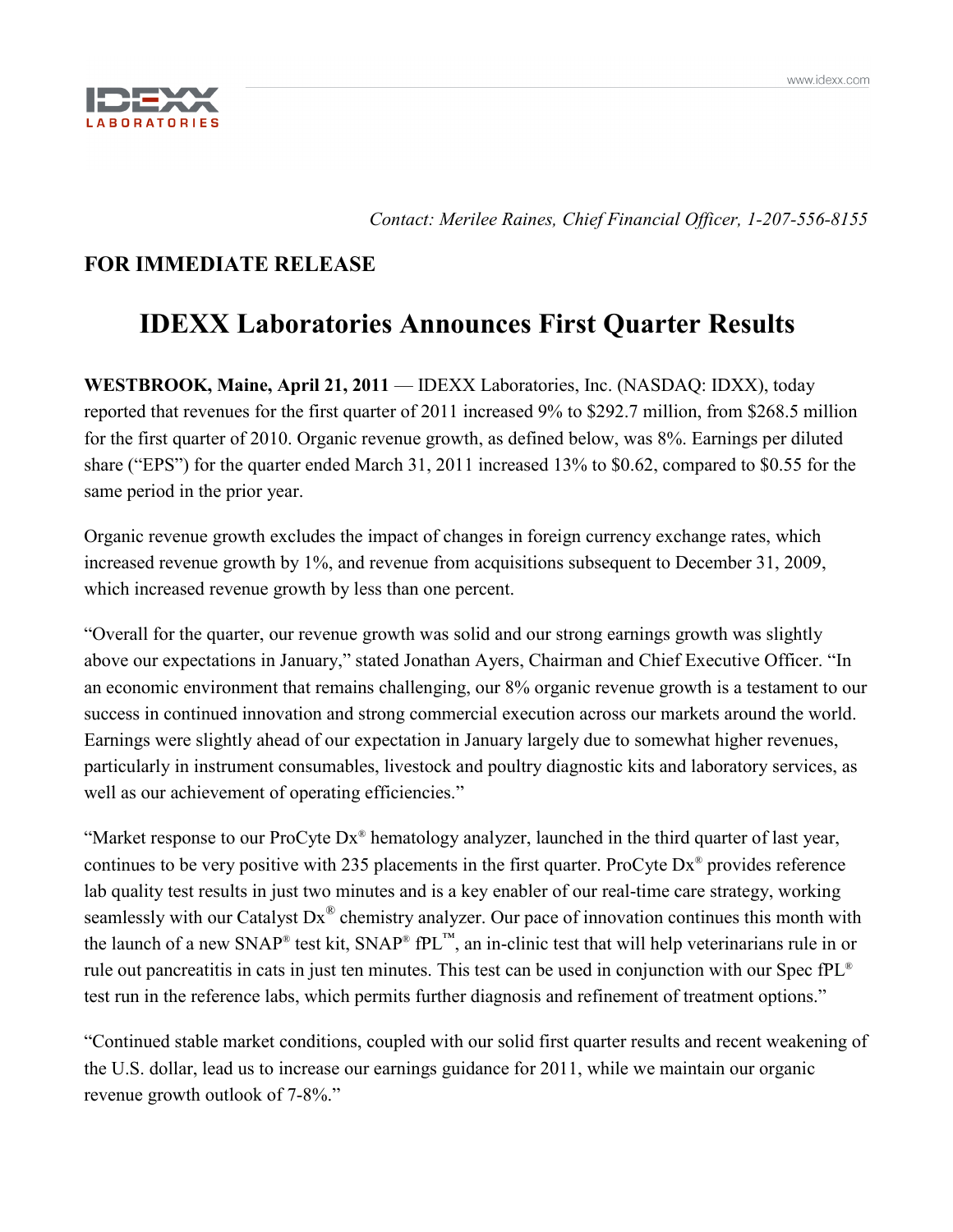*Contact: Merilee Raines, Chief Financial Officer, 1-207-556-8155*

**FOR IMMEDIATE RELEASE**

# IDEXX Laboratories Announces First Quarter Results

**WESTBROOK, Maine, April 21, 2011** — IDEXX Laboratories, Inc. (NASDAQ: IDXX), today reported that revenues for the first quarter of 2011 increased 9% to $292.7 million, from $268.5 million for the first quarter of 2010. Organic revenue growth, as defined below, was 8%. Earnings per diluted share ("EPS") for the quarter ended March 31, 2011 increased 13% to $0.62, compared to $0.55 for the same period in the prior year.

Organic revenue growth excludes the impact of changes in foreign currency exchange rates, which increased revenue growth by 1%, and revenue from acquisitions subsequent to December 31, 2009, which increased revenue growth by less than one percent.

"Overall for the quarter, our revenue growth was solid and our strong earnings growth was slightly above our expectations in January," stated Jonathan Ayers, Chairman and Chief Executive Officer. "In an economic environment that remains challenging, our 8% organic revenue growth is a testament to our success in continued innovation and strong commercial execution across our markets around the world. Earnings were slightly ahead of our expectation in January largely due to somewhat higher revenues, particularly in instrument consumables, livestock and poultry diagnostic kits and laboratory services, as well as our achievement of operating efficiencies."

"Market response to our ProCyte Dx® hematology analyzer, launched in the third quarter of last year, continues to be very positive with 235 placements in the first quarter. ProCyte Dx® provides reference lab quality test results in just two minutes and is a key enabler of our real-time care strategy, working seamlessly with our Catalyst Dx® chemistry analyzer. Our pace of innovation continues this month with the launch of a new SNAP® test kit, SNAP® fPL™, an in-clinic test that will help veterinarians rule in or rule out pancreatitis in cats in just ten minutes. This test can be used in conjunction with our Spec fPL® test run in the reference labs, which permits further diagnosis and refinement of treatment options."

"Continued stable market conditions, coupled with our solid first quarter results and recent weakening of the U.S. dollar, lead us to increase our earnings guidance for 2011, while we maintain our organic revenue growth outlook of 7-8%."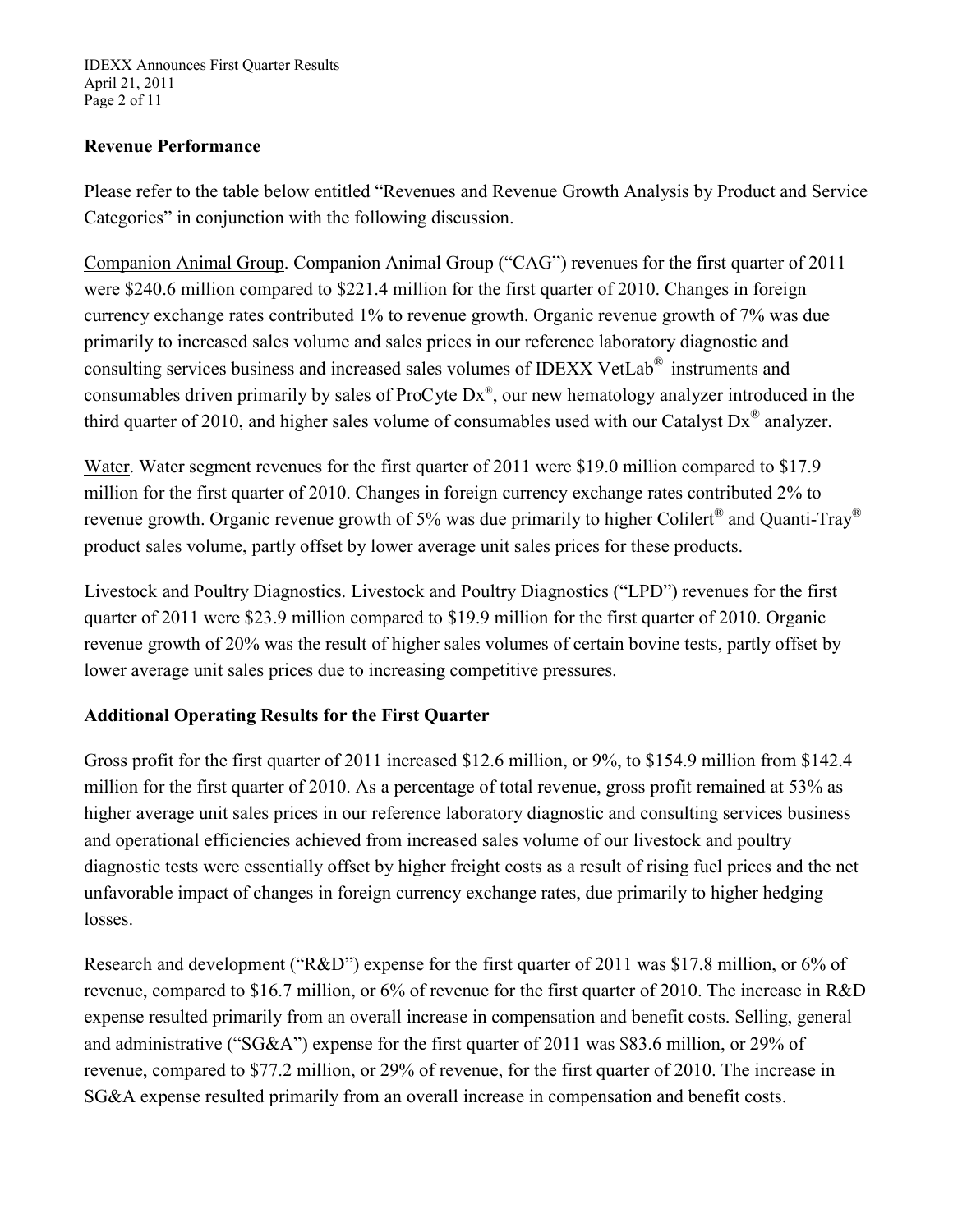## Revenue Performance

Please refer to the table below entitled "Revenues and Revenue Growth Analysis by Product and Service Categories" in conjunction with the following discussion.

Companion Animal Group. Companion Animal Group ("CAG") revenues for the first quarter of 2011 were $240.6 million compared to $221.4 million for the first quarter of 2010. Changes in foreign currency exchange rates contributed 1% to revenue growth. Organic revenue growth of 7% was due primarily to increased sales volume and sales prices in our reference laboratory diagnostic and consulting services business and increased sales volumes of IDEXX VetLab® instruments and consumables driven primarily by sales of ProCyte Dx®, our new hematology analyzer introduced in the third quarter of 2010, and higher sales volume of consumables used with our Catalyst Dx® analyzer.

Water. Water segment revenues for the first quarter of 2011 were $19.0 million compared to $17.9 million for the first quarter of 2010. Changes in foreign currency exchange rates contributed 2% to revenue growth. Organic revenue growth of 5% was due primarily to higher Colilert® and Quanti-Tray® product sales volume, partly offset by lower average unit sales prices for these products.

Livestock and Poultry Diagnostics. Livestock and Poultry Diagnostics ("LPD") revenues for the first quarter of 2011 were $23.9 million compared to $19.9 million for the first quarter of 2010. Organic revenue growth of 20% was the result of higher sales volumes of certain bovine tests, partly offset by lower average unit sales prices due to increasing competitive pressures.

## Additional Operating Results for the First Quarter

Gross profit for the first quarter of 2011 increased $12.6 million, or 9%, to $154.9 million from $142.4 million for the first quarter of 2010. As a percentage of total revenue, gross profit remained at 53% as higher average unit sales prices in our reference laboratory diagnostic and consulting services business and operational efficiencies achieved from increased sales volume of our livestock and poultry diagnostic tests were essentially offset by higher freight costs as a result of rising fuel prices and the net unfavorable impact of changes in foreign currency exchange rates, due primarily to higher hedging losses.

Research and development ("R&D") expense for the first quarter of 2011 was $17.8 million, or 6% of revenue, compared to $16.7 million, or 6% of revenue for the first quarter of 2010. The increase in R&D expense resulted primarily from an overall increase in compensation and benefit costs. Selling, general and administrative ("SG&A") expense for the first quarter of 2011 was $83.6 million, or 29% of revenue, compared to $77.2 million, or 29% of revenue, for the first quarter of 2010. The increase in SG&A expense resulted primarily from an overall increase in compensation and benefit costs.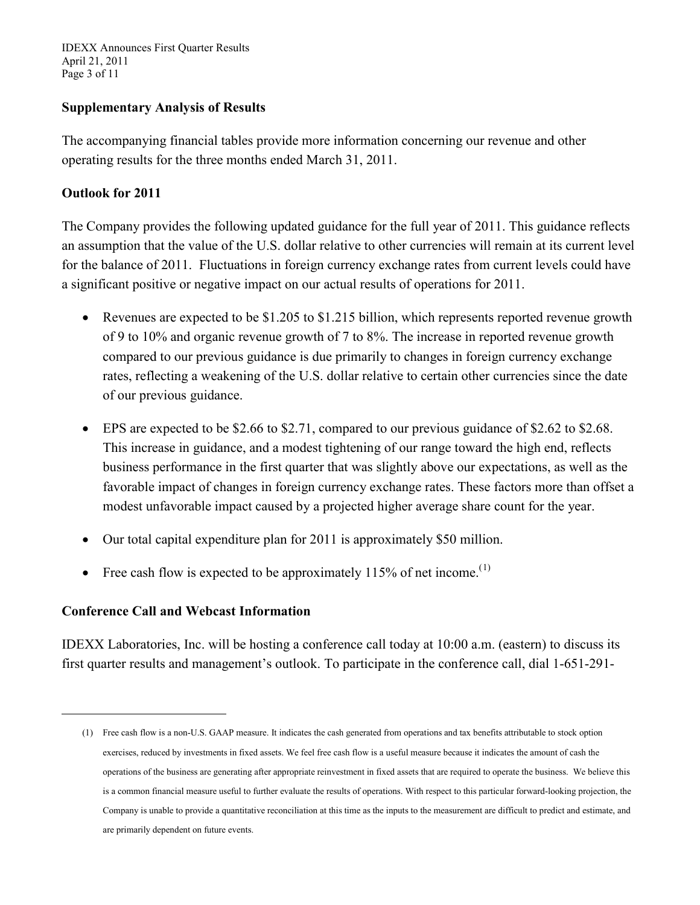## Supplementary Analysis of Results

The accompanying financial tables provide more information concerning our revenue and other operating results for the three months ended March 31, 2011.

## Outlook for 2011

The Company provides the following updated guidance for the full year of 2011. This guidance reflects an assumption that the value of the U.S. dollar relative to other currencies will remain at its current level for the balance of 2011. Fluctuations in foreign currency exchange rates from current levels could have a significant positive or negative impact on our actual results of operations for 2011.

- Revenues are expected to be $1.205 to $1.215 billion, which represents reported revenue growth of 9 to 10% and organic revenue growth of 7 to 8%. The increase in reported revenue growth compared to our previous guidance is due primarily to changes in foreign currency exchange rates, reflecting a weakening of the U.S. dollar relative to certain other currencies since the date of our previous guidance.
- EPS are expected to be $2.66 to $2.71, compared to our previous guidance of $2.62 to $2.68. This increase in guidance, and a modest tightening of our range toward the high end, reflects business performance in the first quarter that was slightly above our expectations, as well as the favorable impact of changes in foreign currency exchange rates. These factors more than offset a modest unfavorable impact caused by a projected higher average share count for the year.
- Our total capital expenditure plan for 2011 is approximately $50 million.
- Free cash flow is expected to be approximately 115% of net income.[1]

## Conference Call and Webcast Information

IDEXX Laboratories, Inc. will be hosting a conference call today at 10:00 a.m. (eastern) to discuss its first quarter results and management's outlook. To participate in the conference call, dial 1-651-291-

---

(1) Free cash flow is a non-U.S. GAAP measure. It indicates the cash generated from operations and tax benefits attributable to stock option exercises, reduced by investments in fixed assets. We feel free cash flow is a useful measure because it indicates the amount of cash the operations of the business are generating after appropriate reinvestment in fixed assets that are required to operate the business. We believe this is a common financial measure useful to further evaluate the results of operations. With respect to this particular forward-looking projection, the Company is unable to provide a quantitative reconciliation at this time as the inputs to the measurement are difficult to predict and estimate, and are primarily dependent on future events.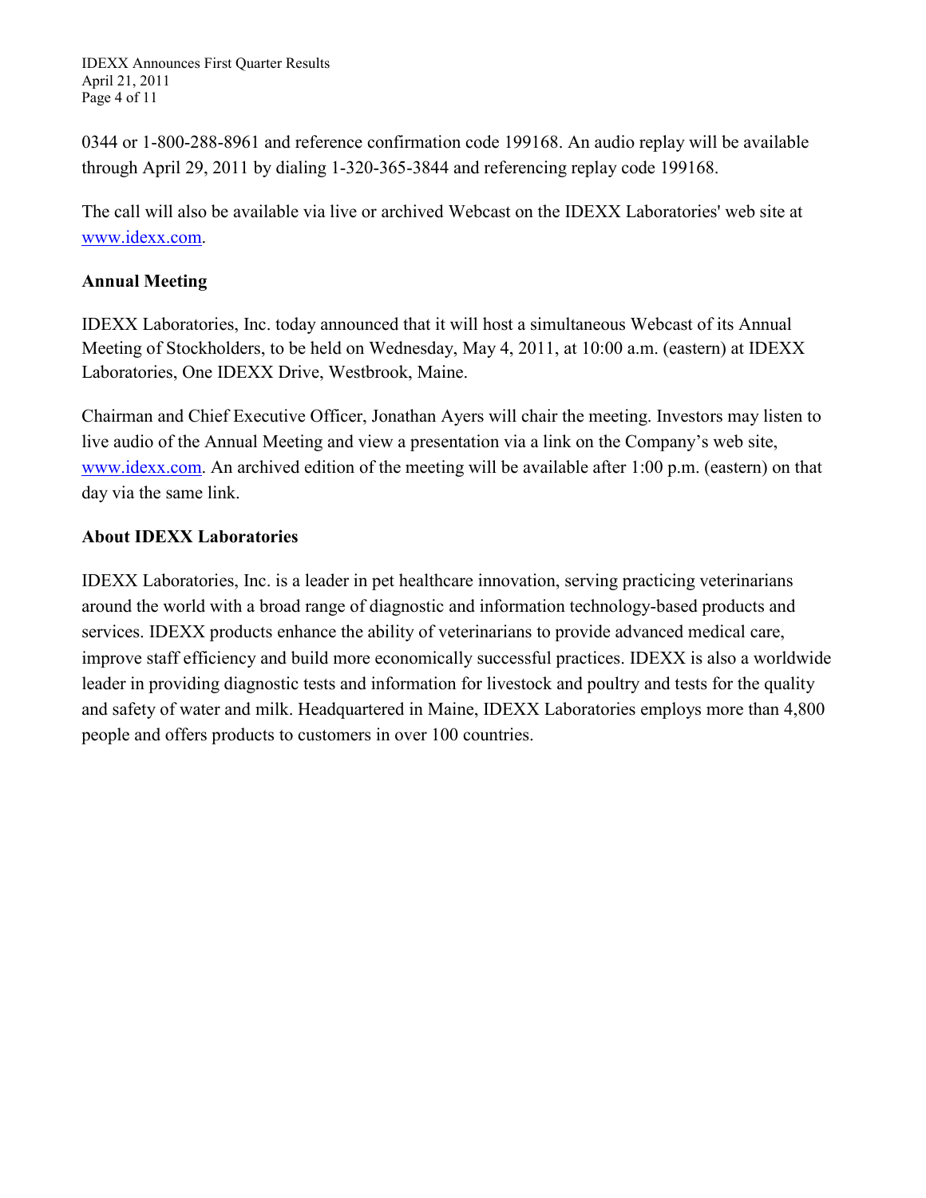0344 or 1-800-288-8961 and reference confirmation code 199168. An audio replay will be available through April 29, 2011 by dialing 1-320-365-3844 and referencing replay code 199168.

The call will also be available via live or archived Webcast on the IDEXX Laboratories' web site at www.idexx.com.

**Annual Meeting**

IDEXX Laboratories, Inc. today announced that it will host a simultaneous Webcast of its Annual Meeting of Stockholders, to be held on Wednesday, May 4, 2011, at 10:00 a.m. (eastern) at IDEXX Laboratories, One IDEXX Drive, Westbrook, Maine.

Chairman and Chief Executive Officer, Jonathan Ayers will chair the meeting. Investors may listen to live audio of the Annual Meeting and view a presentation via a link on the Company's web site, www.idexx.com. An archived edition of the meeting will be available after 1:00 p.m. (eastern) on that day via the same link.

**About IDEXX Laboratories**

IDEXX Laboratories, Inc. is a leader in pet healthcare innovation, serving practicing veterinarians around the world with a broad range of diagnostic and information technology-based products and services. IDEXX products enhance the ability of veterinarians to provide advanced medical care, improve staff efficiency and build more economically successful practices. IDEXX is also a worldwide leader in providing diagnostic tests and information for livestock and poultry and tests for the quality and safety of water and milk. Headquartered in Maine, IDEXX Laboratories employs more than 4,800 people and offers products to customers in over 100 countries.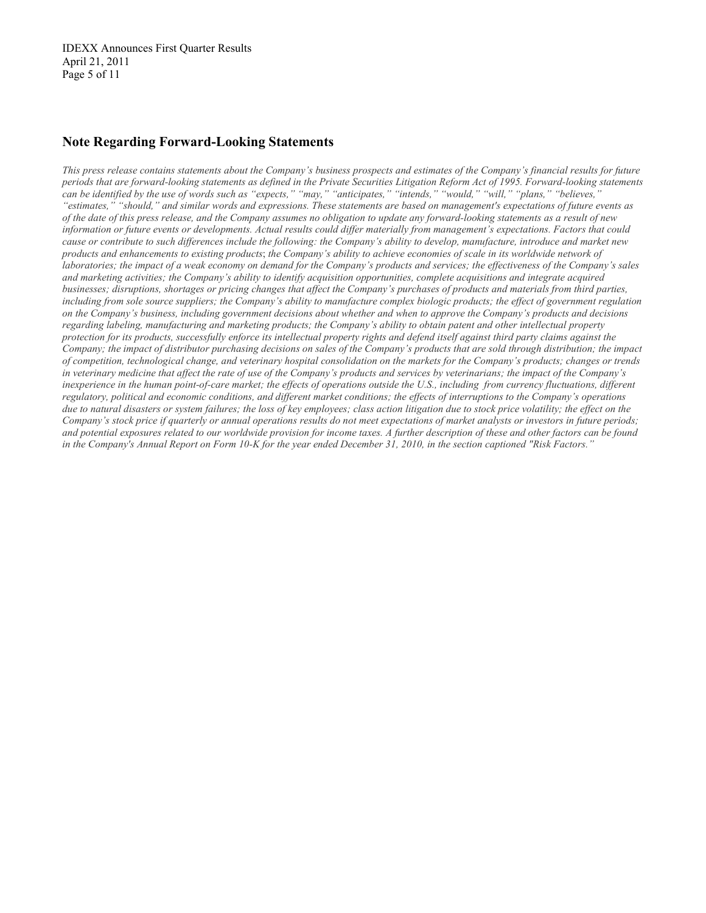## Note Regarding Forward-Looking Statements

*This press release contains statements about the Company's business prospects and estimates of the Company's financial results for future periods that are forward-looking statements as defined in the Private Securities Litigation Reform Act of 1995. Forward-looking statements can be identified by the use of words such as "expects," "may," "anticipates," "intends," "would," "will," "plans," "believes," "estimates," "should," and similar words and expressions. These statements are based on management's expectations of future events as of the date of this press release, and the Company assumes no obligation to update any forward-looking statements as a result of new information or future events or developments. Actual results could differ materially from management's expectations. Factors that could cause or contribute to such differences include the following: the Company's ability to develop, manufacture, introduce and market new products and enhancements to existing products; the Company's ability to achieve economies of scale in its worldwide network of laboratories; the impact of a weak economy on demand for the Company's products and services; the effectiveness of the Company's sales and marketing activities; the Company's ability to identify acquisition opportunities, complete acquisitions and integrate acquired businesses; disruptions, shortages or pricing changes that affect the Company's purchases of products and materials from third parties, including from sole source suppliers; the Company's ability to manufacture complex biologic products; the effect of government regulation on the Company's business, including government decisions about whether and when to approve the Company's products and decisions regarding labeling, manufacturing and marketing products; the Company's ability to obtain patent and other intellectual property protection for its products, successfully enforce its intellectual property rights and defend itself against third party claims against the Company; the impact of distributor purchasing decisions on sales of the Company's products that are sold through distribution; the impact of competition, technological change, and veterinary hospital consolidation on the markets for the Company's products; changes or trends in veterinary medicine that affect the rate of use of the Company's products and services by veterinarians; the impact of the Company's inexperience in the human point-of-care market; the effects of operations outside the U.S., including from currency fluctuations, different regulatory, political and economic conditions, and different market conditions; the effects of interruptions to the Company's operations due to natural disasters or system failures; the loss of key employees; class action litigation due to stock price volatility; the effect on the Company's stock price if quarterly or annual operations results do not meet expectations of market analysts or investors in future periods; and potential exposures related to our worldwide provision for income taxes. A further description of these and other factors can be found in the Company's Annual Report on Form 10-K for the year ended December 31, 2010, in the section captioned "Risk Factors."*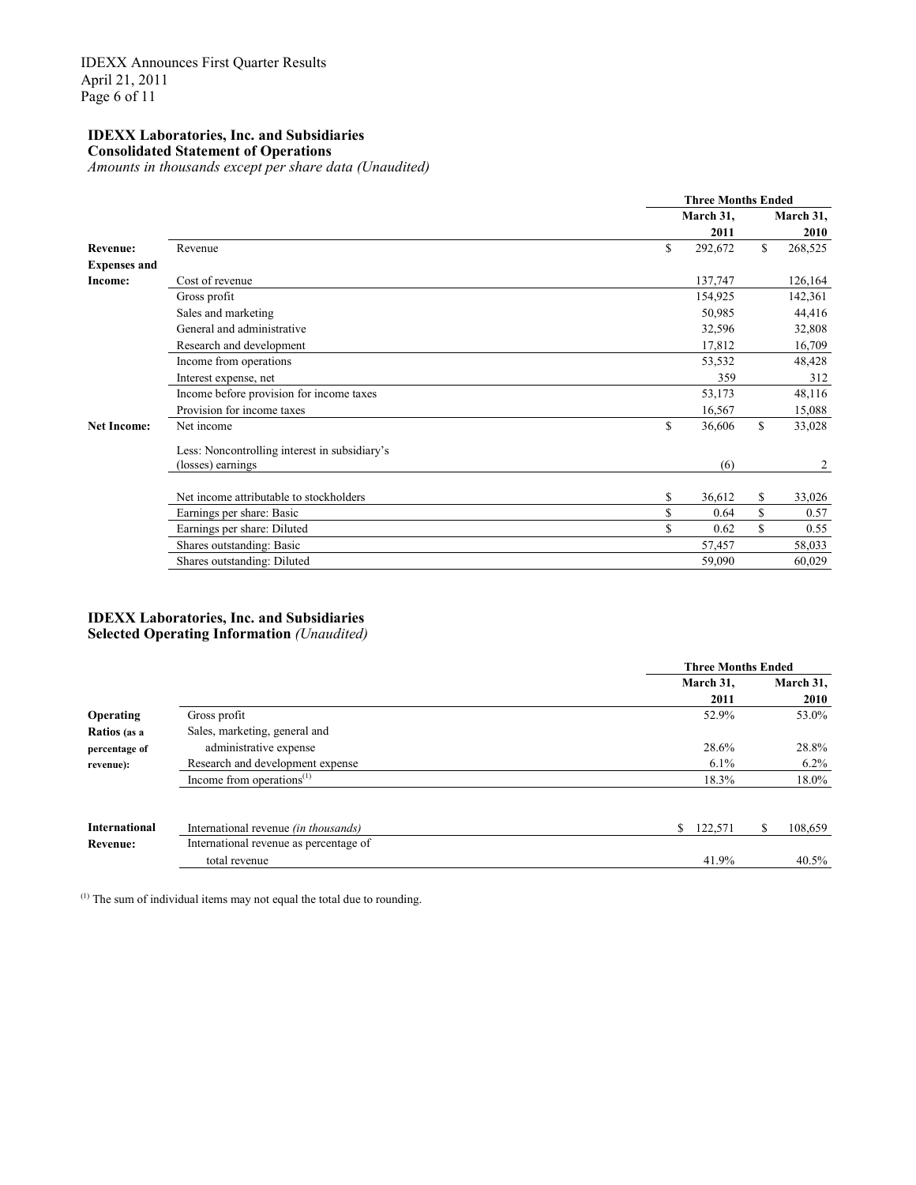**IDEXX Laboratories, Inc. and Subsidiaries**
**Consolidated Statement of Operations**
*Amounts in thousands except per share data (Unaudited)*

| | | Three Months Ended | |
|---|---|---|---|
| | | March 31, 2011 | March 31, 2010 |
| **Revenue:** | Revenue | $ 292,672 | $ 268,525 |
| **Expenses and Income:** | Cost of revenue | 137,747 | 126,164 |
| | Gross profit | 154,925 | 142,361 |
| | Sales and marketing | 50,985 | 44,416 |
| | General and administrative | 32,596 | 32,808 |
| | Research and development | 17,812 | 16,709 |
| | Income from operations | 53,532 | 48,428 |
| | Interest expense, net | 359 | 312 |
| | Income before provision for income taxes | 53,173 | 48,116 |
| | Provision for income taxes | 16,567 | 15,088 |
| **Net Income:** | Net income | $ 36,606 | $ 33,028 |
| | Less: Noncontrolling interest in subsidiary's (losses) earnings | (6) | 2 |
| | Net income attributable to stockholders | $ 36,612 | $ 33,026 |
| | Earnings per share: Basic | $ 0.64 | $ 0.57 |
| | Earnings per share: Diluted | $ 0.62 | $ 0.55 |
| | Shares outstanding: Basic | 57,457 | 58,033 |
| | Shares outstanding: Diluted | 59,090 | 60,029 |

**IDEXX Laboratories, Inc. and Subsidiaries**
**Selected Operating Information** *(Unaudited)*

| | | Three Months Ended | |
|---|---|---|---|
| | | March 31, 2011 | March 31, 2010 |
| **Operating Ratios** (as a percentage of revenue): | Gross profit | 52.9% | 53.0% |
| | Sales, marketing, general and administrative expense | 28.6% | 28.8% |
| | Research and development expense | 6.1% | 6.2% |
| | Income from operations[(1)] | 18.3% | 18.0% |
| **International Revenue:** | International revenue *(in thousands)* | $ 122,571 | $ 108,659 |
| | International revenue as percentage of total revenue | 41.9% | 40.5% |

[(1)] The sum of individual items may not equal the total due to rounding.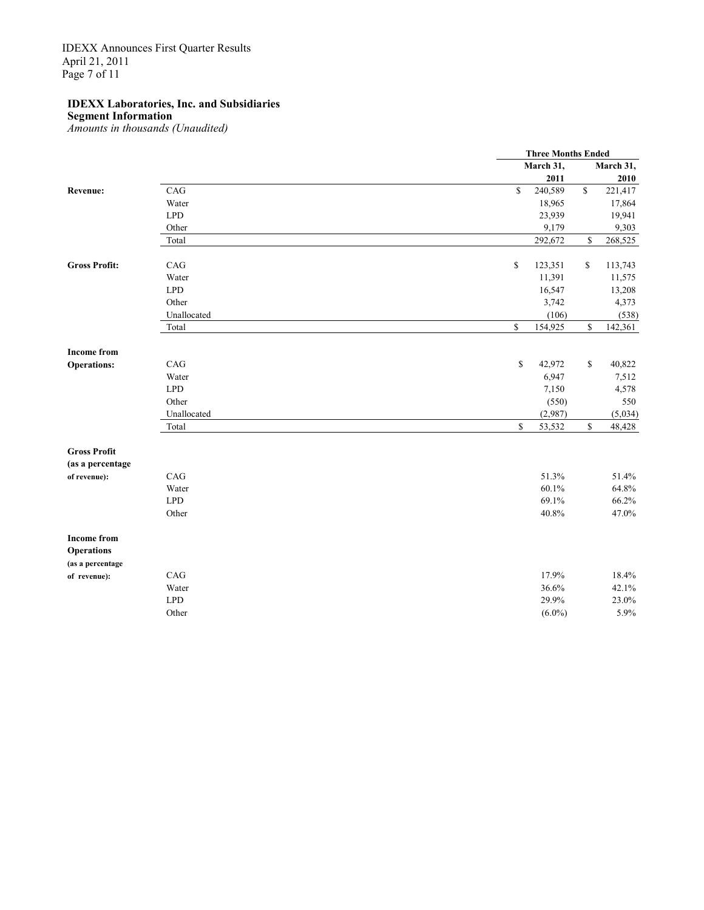**IDEXX Laboratories, Inc. and Subsidiaries**
**Segment Information**
*Amounts in thousands (Unaudited)*

| | | Three Months Ended | |
|---|---|---|---|
| | | March 31, 2011 | March 31, 2010 |
| **Revenue:** | CAG | $ 240,589 | $ 221,417 |
| | Water | 18,965 | 17,864 |
| | LPD | 23,939 | 19,941 |
| | Other | 9,179 | 9,303 |
| | Total | 292,672 | $ 268,525 |
| **Gross Profit:** | CAG | $ 123,351 | $ 113,743 |
| | Water | 11,391 | 11,575 |
| | LPD | 16,547 | 13,208 |
| | Other | 3,742 | 4,373 |
| | Unallocated | (106) | (538) |
| | Total | $ 154,925 | $ 142,361 |
| **Income from Operations:** | CAG | $ 42,972 | $ 40,822 |
| | Water | 6,947 | 7,512 |
| | LPD | 7,150 | 4,578 |
| | Other | (550) | 550 |
| | Unallocated | (2,987) | (5,034) |
| | Total | $ 53,532 | $ 48,428 |
| **Gross Profit (as a percentage of revenue):** | CAG | 51.3% | 51.4% |
| | Water | 60.1% | 64.8% |
| | LPD | 69.1% | 66.2% |
| | Other | 40.8% | 47.0% |
| **Income from Operations (as a percentage of revenue):** | CAG | 17.9% | 18.4% |
| | Water | 36.6% | 42.1% |
| | LPD | 29.9% | 23.0% |
| | Other | (6.0%) | 5.9% |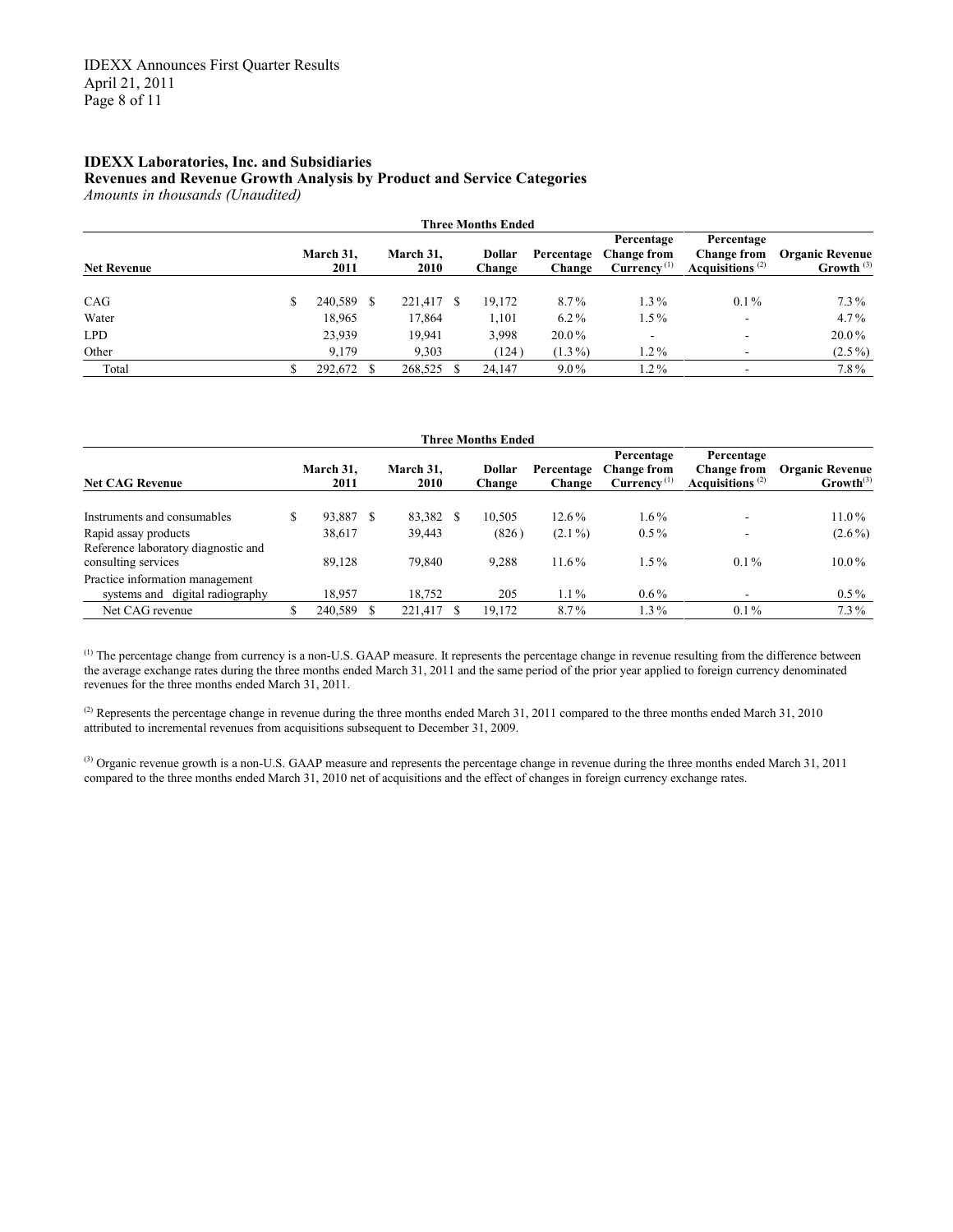**IDEXX Laboratories, Inc. and Subsidiaries**
**Revenues and Revenue Growth Analysis by Product and Service Categories**
*Amounts in thousands (Unaudited)*

| | Three Months Ended | | | | | | |
|---|---|---|---|---|---|---|---|
| **Net Revenue** | **March 31, 2011** | **March 31, 2010** | **Dollar Change** | **Percentage Change** | **Percentage Change from Currency** [(1)] | **Percentage Change from Acquisitions** [(2)] | **Organic Revenue Growth** [(3)] |
| CAG | $ 240,589 | $ 221,417 | $ 19,172 | 8.7% | 1.3% | 0.1% | 7.3% |
| Water | 18,965 | 17,864 | 1,101 | 6.2% | 1.5% | - | 4.7% |
| LPD | 23,939 | 19,941 | 3,998 | 20.0% | - | - | 20.0% |
| Other | 9,179 | 9,303 | (124) | (1.3%) | 1.2% | - | (2.5%) |
| Total | $ 292,672 | $ 268,525 | $ 24,147 | 9.0% | 1.2% | - | 7.8% |

| | Three Months Ended | | | | | | |
|---|---|---|---|---|---|---|---|
| **Net CAG Revenue** | **March 31, 2011** | **March 31, 2010** | **Dollar Change** | **Percentage Change** | **Percentage Change from Currency** [(1)] | **Percentage Change from Acquisitions** [(2)] | **Organic Revenue Growth** [(3)] |
| Instruments and consumables | $ 93,887 | $ 83,382 | $ 10,505 | 12.6% | 1.6% | - | 11.0% |
| Rapid assay products | 38,617 | 39,443 | (826) | (2.1%) | 0.5% | - | (2.6%) |
| Reference laboratory diagnostic and consulting services | 89,128 | 79,840 | 9,288 | 11.6% | 1.5% | 0.1% | 10.0% |
| Practice information management systems and digital radiography | 18,957 | 18,752 | 205 | 1.1% | 0.6% | - | 0.5% |
| Net CAG revenue | $ 240,589 | $ 221,417 | $ 19,172 | 8.7% | 1.3% | 0.1% | 7.3% |

[(1)] The percentage change from currency is a non-U.S. GAAP measure. It represents the percentage change in revenue resulting from the difference between the average exchange rates during the three months ended March 31, 2011 and the same period of the prior year applied to foreign currency denominated revenues for the three months ended March 31, 2011.

[(2)] Represents the percentage change in revenue during the three months ended March 31, 2011 compared to the three months ended March 31, 2010 attributed to incremental revenues from acquisitions subsequent to December 31, 2009.

[(3)] Organic revenue growth is a non-U.S. GAAP measure and represents the percentage change in revenue during the three months ended March 31, 2011 compared to the three months ended March 31, 2010 net of acquisitions and the effect of changes in foreign currency exchange rates.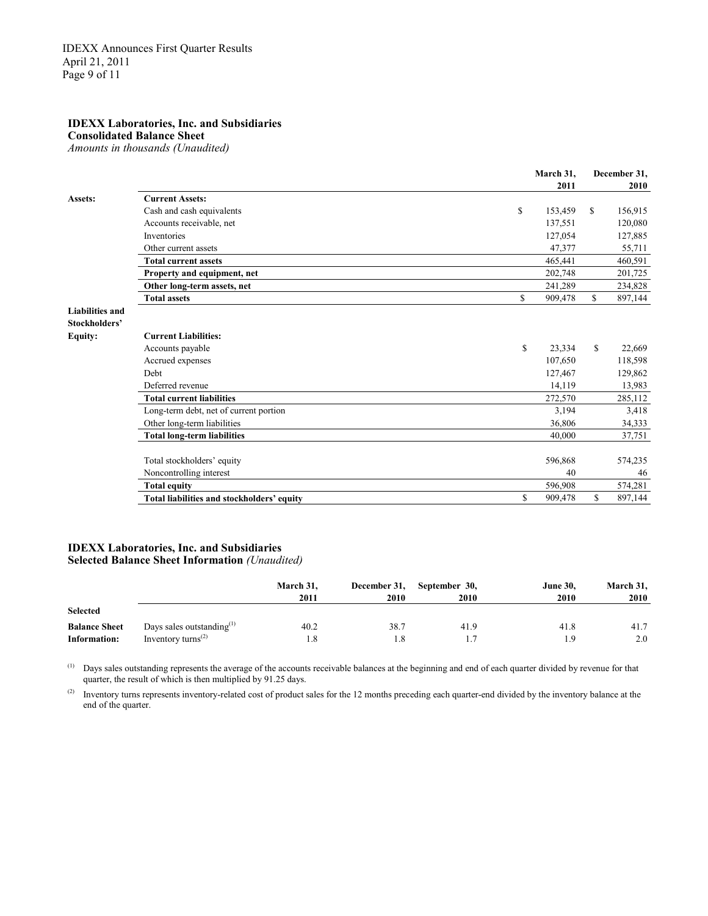**IDEXX Laboratories, Inc. and Subsidiaries**
**Consolidated Balance Sheet**
*Amounts in thousands (Unaudited)*

| | | March 31, 2011 | December 31, 2010 |
|---|---|---|---|
| **Assets:** | **Current Assets:** | | |
| | Cash and cash equivalents | $ 153,459 | $ 156,915 |
| | Accounts receivable, net | 137,551 | 120,080 |
| | Inventories | 127,054 | 127,885 |
| | Other current assets | 47,377 | 55,711 |
| | **Total current assets** | 465,441 | 460,591 |
| | **Property and equipment, net** | 202,748 | 201,725 |
| | **Other long-term assets, net** | 241,289 | 234,828 |
| | **Total assets** | $ 909,478 | $ 897,144 |
| **Liabilities and Stockholders' Equity:** | **Current Liabilities:** | | |
| | Accounts payable | $ 23,334 | $ 22,669 |
| | Accrued expenses | 107,650 | 118,598 |
| | Debt | 127,467 | 129,862 |
| | Deferred revenue | 14,119 | 13,983 |
| | **Total current liabilities** | 272,570 | 285,112 |
| | Long-term debt, net of current portion | 3,194 | 3,418 |
| | Other long-term liabilities | 36,806 | 34,333 |
| | **Total long-term liabilities** | 40,000 | 37,751 |
| | Total stockholders' equity | 596,868 | 574,235 |
| | Noncontrolling interest | 40 | 46 |
| | **Total equity** | 596,908 | 574,281 |
| | **Total liabilities and stockholders' equity** | $ 909,478 | $ 897,144 |

**IDEXX Laboratories, Inc. and Subsidiaries**
**Selected Balance Sheet Information** *(Unaudited)*

| | | March 31, 2011 | December 31, 2010 | September 30, 2010 | June 30, 2010 | March 31, 2010 |
|---|---|---|---|---|---|---|
| **Selected Balance Sheet Information:** | Days sales outstanding[(1)] | 40.2 | 38.7 | 41.9 | 41.8 | 41.7 |
| | Inventory turns[(2)] | 1.8 | 1.8 | 1.7 | 1.9 | 2.0 |

[(1)] Days sales outstanding represents the average of the accounts receivable balances at the beginning and end of each quarter divided by revenue for that quarter, the result of which is then multiplied by 91.25 days.

[(2)] Inventory turns represents inventory-related cost of product sales for the 12 months preceding each quarter-end divided by the inventory balance at the end of the quarter.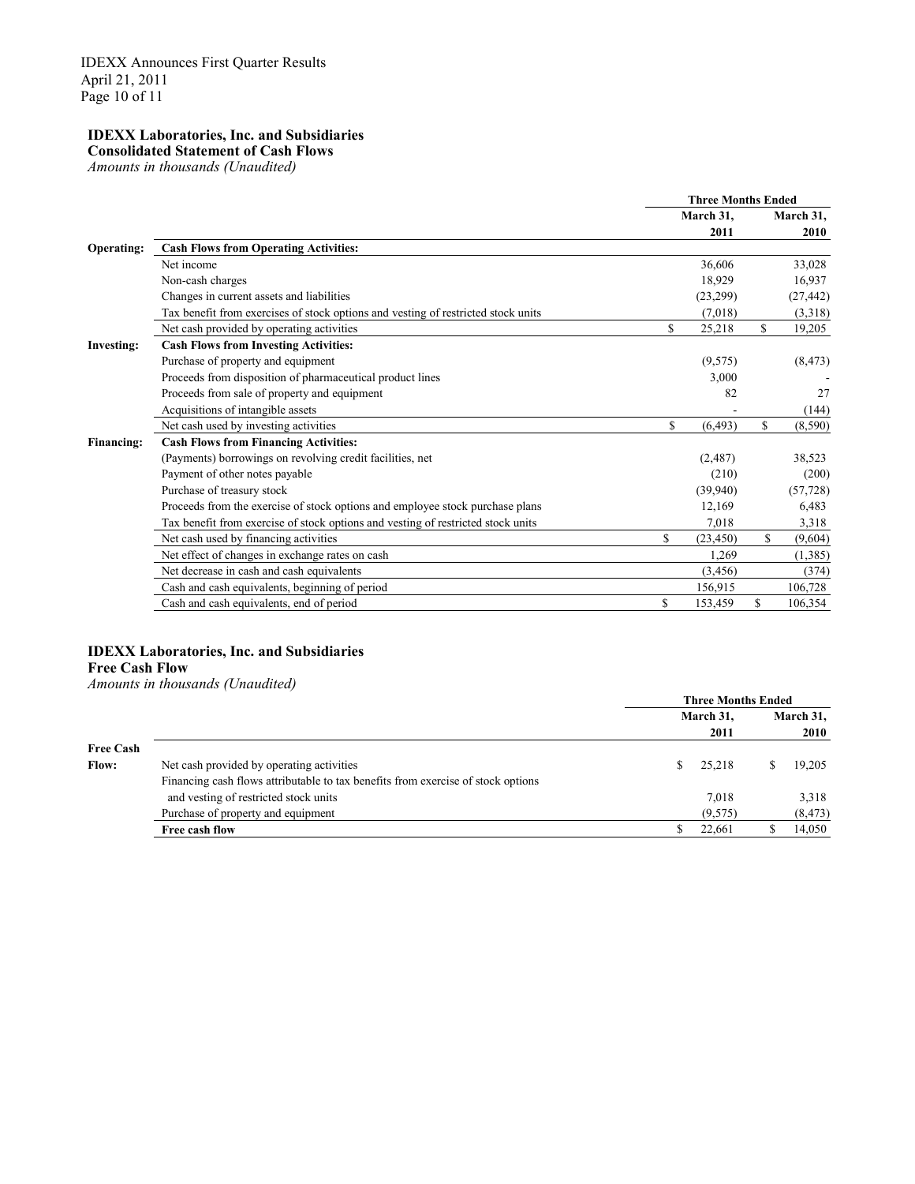**IDEXX Laboratories, Inc. and Subsidiaries**
**Consolidated Statement of Cash Flows**
*Amounts in thousands (Unaudited)*

| | | Three Months Ended | |
|---|---|---|---|
| | | March 31, 2011 | March 31, 2010 |
| **Operating:** | **Cash Flows from Operating Activities:** | | |
| | Net income | 36,606 | 33,028 |
| | Non-cash charges | 18,929 | 16,937 |
| | Changes in current assets and liabilities | (23,299) | (27,442) |
| | Tax benefit from exercises of stock options and vesting of restricted stock units | (7,018) | (3,318) |
| | Net cash provided by operating activities | $ 25,218 | $ 19,205 |
| **Investing:** | **Cash Flows from Investing Activities:** | | |
| | Purchase of property and equipment | (9,575) | (8,473) |
| | Proceeds from disposition of pharmaceutical product lines | 3,000 | - |
| | Proceeds from sale of property and equipment | 82 | 27 |
| | Acquisitions of intangible assets | - | (144) |
| | Net cash used by investing activities | $ (6,493) | $ (8,590) |
| **Financing:** | **Cash Flows from Financing Activities:** | | |
| | (Payments) borrowings on revolving credit facilities, net | (2,487) | 38,523 |
| | Payment of other notes payable | (210) | (200) |
| | Purchase of treasury stock | (39,940) | (57,728) |
| | Proceeds from the exercise of stock options and employee stock purchase plans | 12,169 | 6,483 |
| | Tax benefit from exercise of stock options and vesting of restricted stock units | 7,018 | 3,318 |
| | Net cash used by financing activities | $ (23,450) | $ (9,604) |
| | Net effect of changes in exchange rates on cash | 1,269 | (1,385) |
| | Net decrease in cash and cash equivalents | (3,456) | (374) |
| | Cash and cash equivalents, beginning of period | 156,915 | 106,728 |
| | Cash and cash equivalents, end of period | $ 153,459 | $ 106,354 |

**IDEXX Laboratories, Inc. and Subsidiaries**
**Free Cash Flow**
*Amounts in thousands (Unaudited)*

| | | Three Months Ended | |
|---|---|---|---|
| | | March 31, 2011 | March 31, 2010 |
| **Free Cash Flow:** | Net cash provided by operating activities | $ 25,218 | $ 19,205 |
| | Financing cash flows attributable to tax benefits from exercise of stock options and vesting of restricted stock units | 7,018 | 3,318 |
| | Purchase of property and equipment | (9,575) | (8,473) |
| | **Free cash flow** | $ 22,661 | $ 14,050 |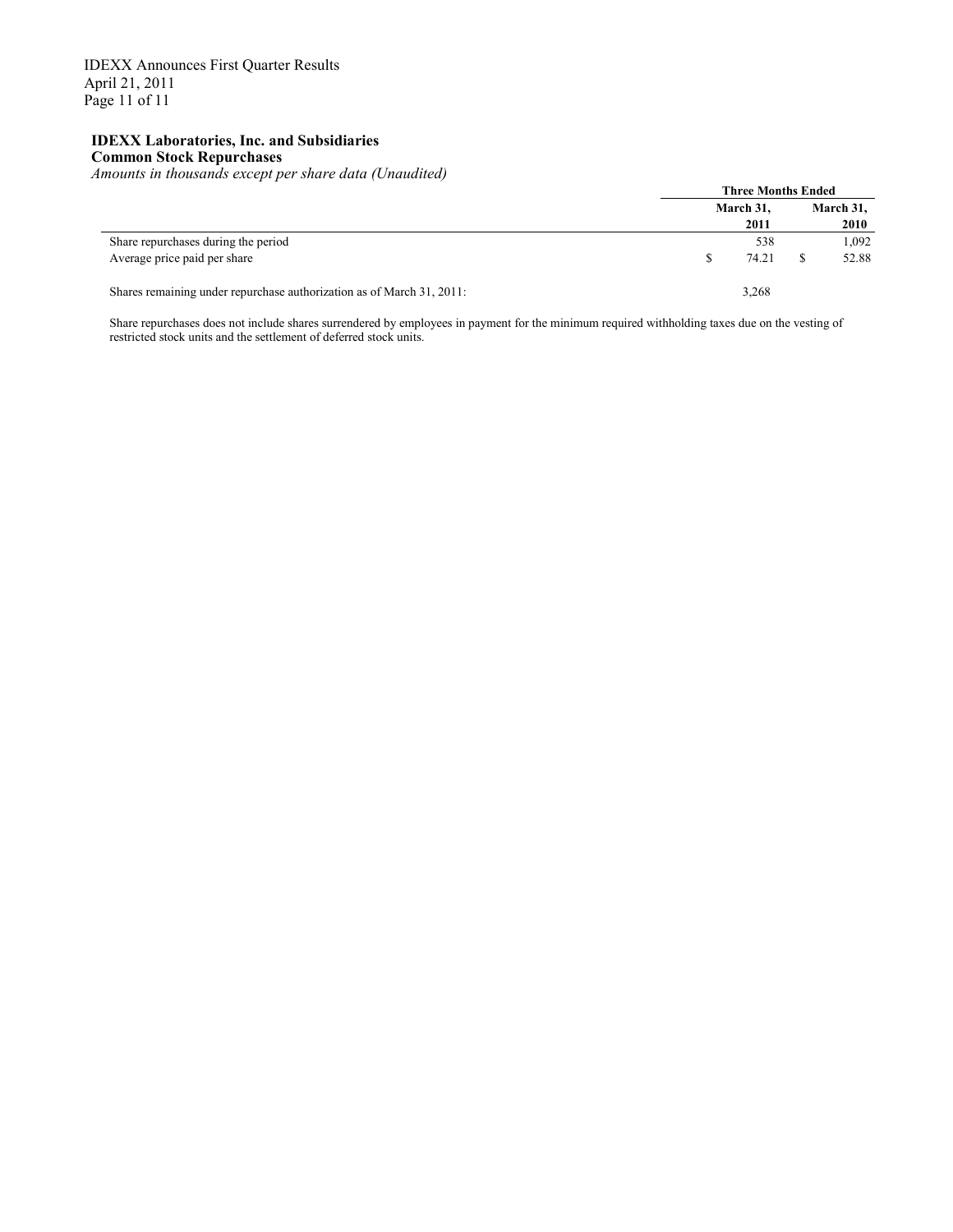**IDEXX Laboratories, Inc. and Subsidiaries**
**Common Stock Repurchases**
*Amounts in thousands except per share data (Unaudited)*

| | Three Months Ended | |
|---|---|---|
| | March 31, 2011 | March 31, 2010 |
| Share repurchases during the period | 538 | 1,092 |
| Average price paid per share | $ 74.21 | $ 52.88 |
| Shares remaining under repurchase authorization as of March 31, 2011: | 3,268 | |

Share repurchases does not include shares surrendered by employees in payment for the minimum required withholding taxes due on the vesting of restricted stock units and the settlement of deferred stock units.